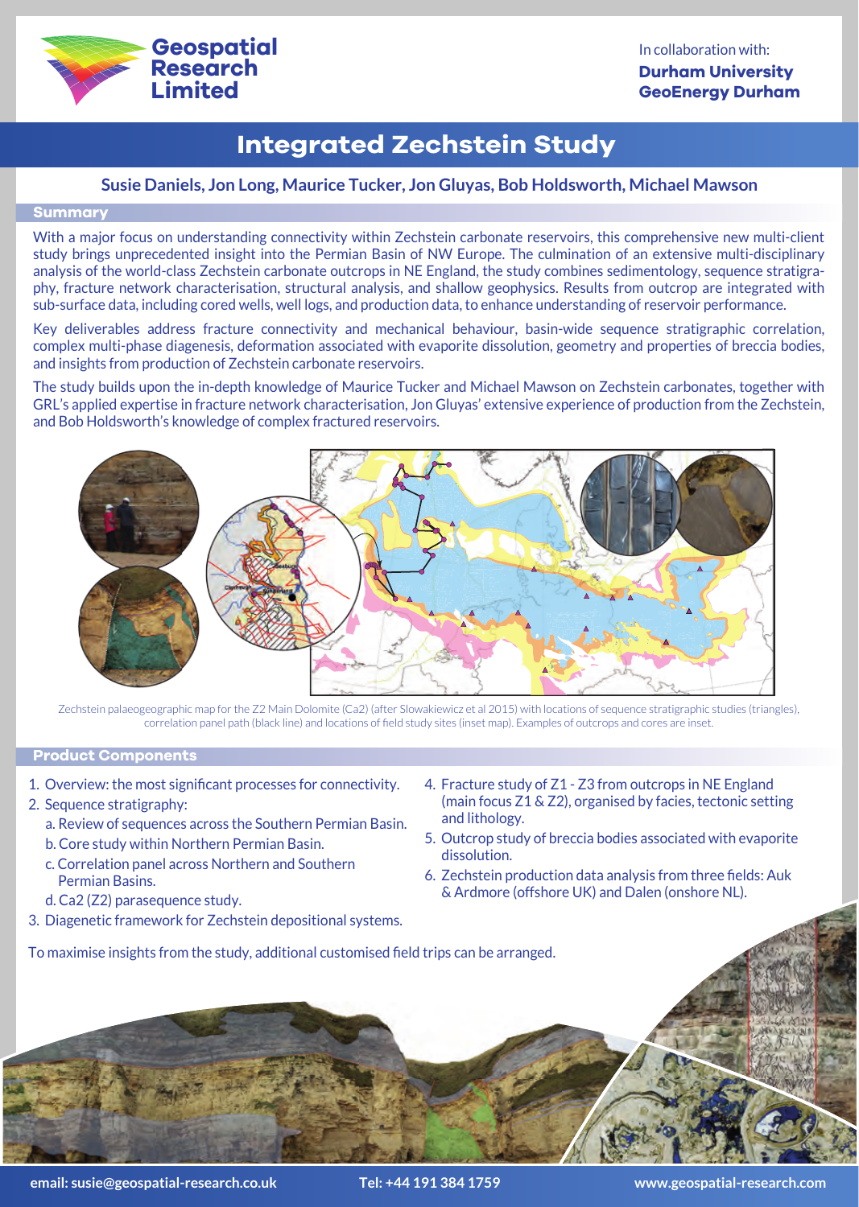Geospatial Research Limited

In collaboration with:
**Durham University**
**GeoEnergy Durham**

# Integrated Zechstein Study

**Susie Daniels, Jon Long, Maurice Tucker, Jon Gluyas, Bob Holdsworth, Michael Mawson**

## Summary

With a major focus on understanding connectivity within Zechstein carbonate reservoirs, this comprehensive new multi-client study brings unprecedented insight into the Permian Basin of NW Europe. The culmination of an extensive multi-disciplinary analysis of the world-class Zechstein carbonate outcrops in NE England, the study combines sedimentology, sequence stratigraphy, fracture network characterisation, structural analysis, and shallow geophysics. Results from outcrop are integrated with sub-surface data, including cored wells, well logs, and production data, to enhance understanding of reservoir performance.

Key deliverables address fracture connectivity and mechanical behaviour, basin-wide sequence stratigraphic correlation, complex multi-phase diagenesis, deformation associated with evaporite dissolution, geometry and properties of breccia bodies, and insights from production of Zechstein carbonate reservoirs.

The study builds upon the in-depth knowledge of Maurice Tucker and Michael Mawson on Zechstein carbonates, together with GRL's applied expertise in fracture network characterisation, Jon Gluyas' extensive experience of production from the Zechstein, and Bob Holdsworth's knowledge of complex fractured reservoirs.

Zechstein palaeogeographic map for the Z2 Main Dolomite (Ca2) (after Slowakiewicz et al 2015) with locations of sequence stratigraphic studies (triangles), correlation panel path (black line) and locations of field study sites (inset map). Examples of outcrops and cores are inset.

## Product Components

1. Overview: the most significant processes for connectivity.
2. Sequence stratigraphy:
   a. Review of sequences across the Southern Permian Basin.
   b. Core study within Northern Permian Basin.
   c. Correlation panel across Northern and Southern Permian Basins.
   d. Ca2 (Z2) parasequence study.
3. Diagenetic framework for Zechstein depositional systems.
4. Fracture study of Z1 - Z3 from outcrops in NE England (main focus Z1 & Z2), organised by facies, tectonic setting and lithology.
5. Outcrop study of breccia bodies associated with evaporite dissolution.
6. Zechstein production data analysis from three fields: Auk & Ardmore (offshore UK) and Dalen (onshore NL).

To maximise insights from the study, additional customised field trips can be arranged.

**email: susie@geospatial-research.co.uk** **Tel: +44 191 384 1759** **www.geospatial-research.com**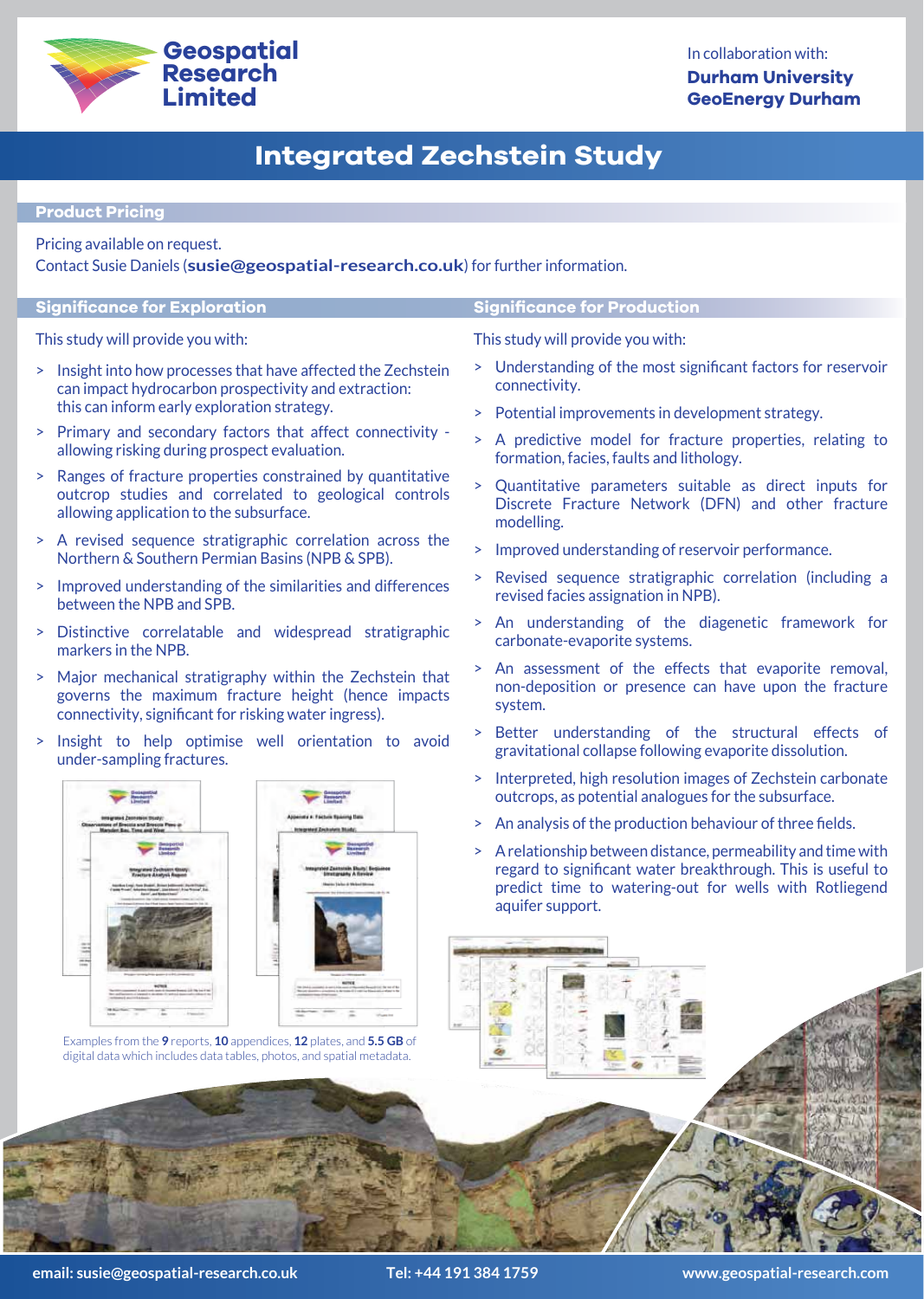Geospatial Research Limited

In collaboration with:
**Durham University**
**GeoEnergy Durham**

# Integrated Zechstein Study

## Product Pricing

Pricing available on request.
Contact Susie Daniels (**susie@geospatial-research.co.uk**) for further information.

## Significance for Exploration

This study will provide you with:

- Insight into how processes that have affected the Zechstein can impact hydrocarbon prospectivity and extraction: this can inform early exploration strategy.
- Primary and secondary factors that affect connectivity - allowing risking during prospect evaluation.
- Ranges of fracture properties constrained by quantitative outcrop studies and correlated to geological controls allowing application to the subsurface.
- A revised sequence stratigraphic correlation across the Northern & Southern Permian Basins (NPB & SPB).
- Improved understanding of the similarities and differences between the NPB and SPB.
- Distinctive correlatable and widespread stratigraphic markers in the NPB.
- Major mechanical stratigraphy within the Zechstein that governs the maximum fracture height (hence impacts connectivity, significant for risking water ingress).
- Insight to help optimise well orientation to avoid under-sampling fractures.

Examples from the **9** reports, **10** appendices, **12** plates, and **5.5 GB** of digital data which includes data tables, photos, and spatial metadata.

## Significance for Production

This study will provide you with:

- Understanding of the most significant factors for reservoir connectivity.
- Potential improvements in development strategy.
- A predictive model for fracture properties, relating to formation, facies, faults and lithology.
- Quantitative parameters suitable as direct inputs for Discrete Fracture Network (DFN) and other fracture modelling.
- Improved understanding of reservoir performance.
- Revised sequence stratigraphic correlation (including a revised facies assignation in NPB).
- An understanding of the diagenetic framework for carbonate-evaporite systems.
- An assessment of the effects that evaporite removal, non-deposition or presence can have upon the fracture system.
- Better understanding of the structural effects of gravitational collapse following evaporite dissolution.
- Interpreted, high resolution images of Zechstein carbonate outcrops, as potential analogues for the subsurface.
- An analysis of the production behaviour of three fields.
- A relationship between distance, permeability and time with regard to significant water breakthrough. This is useful to predict time to watering-out for wells with Rotliegend aquifer support.

**email: susie@geospatial-research.co.uk** **Tel: +44 191 384 1759** **www.geospatial-research.com**